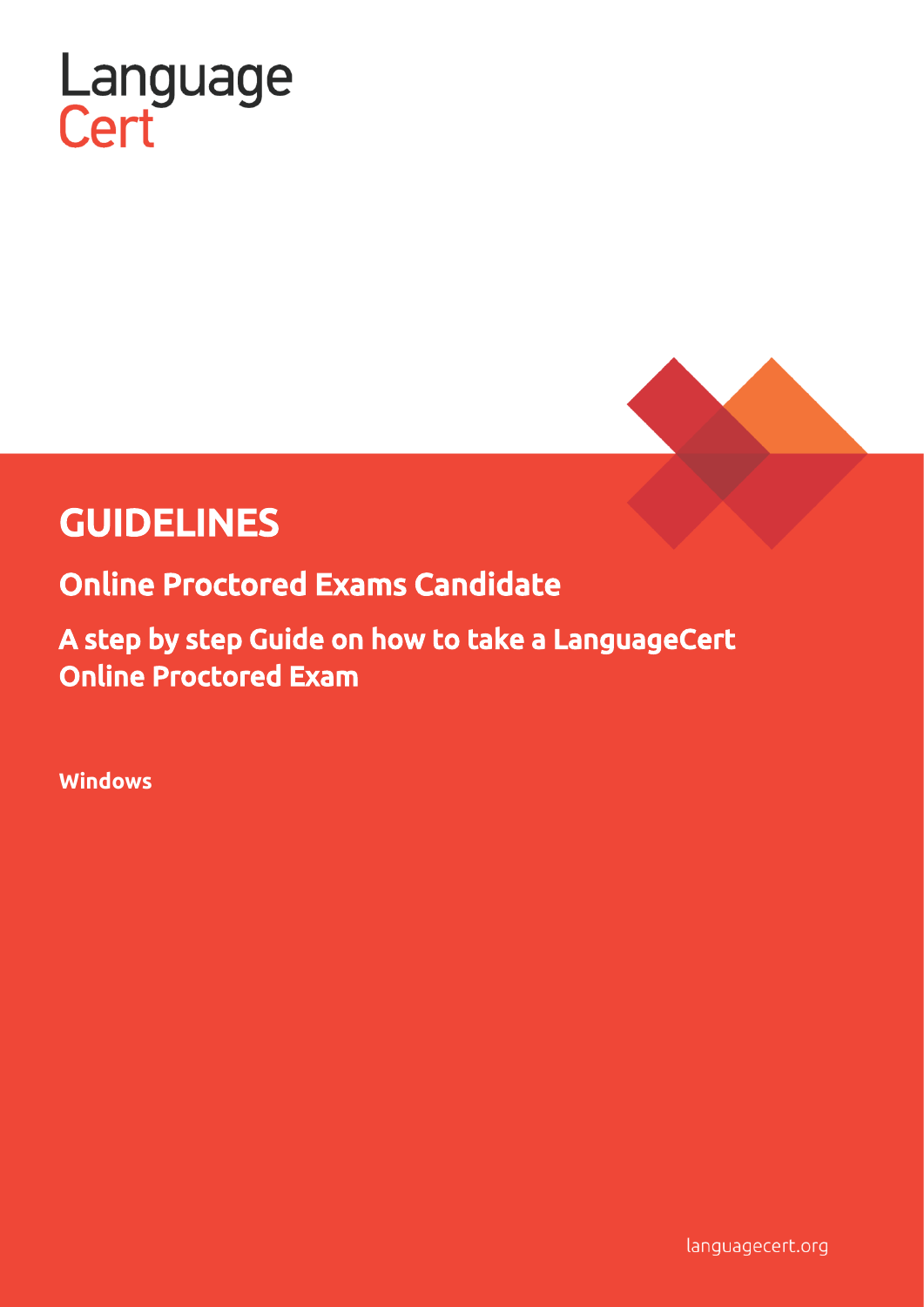LanguageCert

# GUIDELINES

## Online Proctored Exams Candidate

## A step by step Guide on how to take a LanguageCert Online Proctored Exam

**Windows**

languagecert.org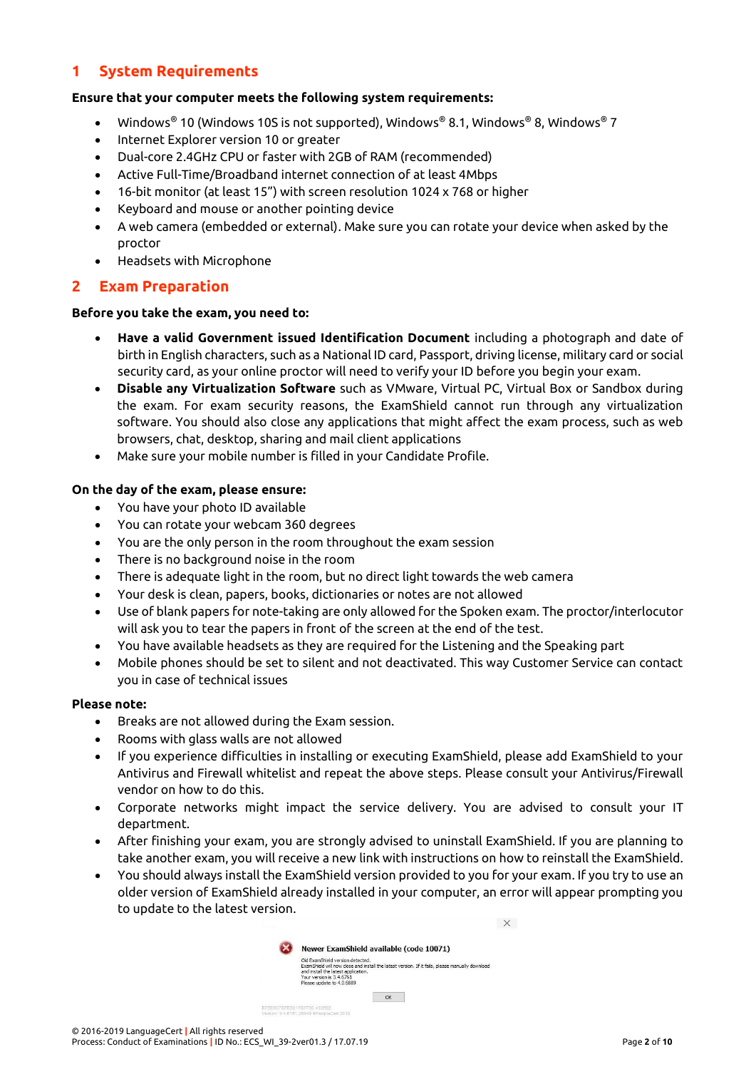# 1 System Requirements

**Ensure that your computer meets the following system requirements:**

- Windows® 10 (Windows 10S is not supported), Windows® 8.1, Windows® 8, Windows® 7
- Internet Explorer version 10 or greater
- Dual-core 2.4GHz CPU or faster with 2GB of RAM (recommended)
- Active Full-Time/Broadband internet connection of at least 4Mbps
- 16-bit monitor (at least 15") with screen resolution 1024 x 768 or higher
- Keyboard and mouse or another pointing device
- A web camera (embedded or external). Make sure you can rotate your device when asked by the proctor
- Headsets with Microphone

# 2 Exam Preparation

**Before you take the exam, you need to:**

- **Have a valid Government issued Identification Document** including a photograph and date of birth in English characters, such as a National ID card, Passport, driving license, military card or social security card, as your online proctor will need to verify your ID before you begin your exam.
- **Disable any Virtualization Software** such as VMware, Virtual PC, Virtual Box or Sandbox during the exam. For exam security reasons, the ExamShield cannot run through any virtualization software. You should also close any applications that might affect the exam process, such as web browsers, chat, desktop, sharing and mail client applications
- Make sure your mobile number is filled in your Candidate Profile.

**On the day of the exam, please ensure:**

- You have your photo ID available
- You can rotate your webcam 360 degrees
- You are the only person in the room throughout the exam session
- There is no background noise in the room
- There is adequate light in the room, but no direct light towards the web camera
- Your desk is clean, papers, books, dictionaries or notes are not allowed
- Use of blank papers for note-taking are only allowed for the Spoken exam. The proctor/interlocutor will ask you to tear the papers in front of the screen at the end of the test.
- You have available headsets as they are required for the Listening and the Speaking part
- Mobile phones should be set to silent and not deactivated. This way Customer Service can contact you in case of technical issues

**Please note:**

- Breaks are not allowed during the Exam session.
- Rooms with glass walls are not allowed
- If you experience difficulties in installing or executing ExamShield, please add ExamShield to your Antivirus and Firewall whitelist and repeat the above steps. Please consult your Antivirus/Firewall vendor on how to do this.
- Corporate networks might impact the service delivery. You are advised to consult your IT department.
- After finishing your exam, you are strongly advised to uninstall ExamShield. If you are planning to take another exam, you will receive a new link with instructions on how to reinstall the ExamShield.
- You should always install the ExamShield version provided to you for your exam. If you try to use an older version of ExamShield already installed in your computer, an error will appear prompting you to update to the latest version.

**Newer ExamShield available (code 10071)**

Old ExamShield version detected.
ExamShield will now close and install the latest version. If it fails, please manually download and install the latest application.
Your version is 3.4.6761
Please update to 4.0.6889

OK

© 2016-2019 LanguageCert | All rights reserved
Process: Conduct of Examinations | ID No.: ECS_WI_39-2ver01.3 / 17.07.19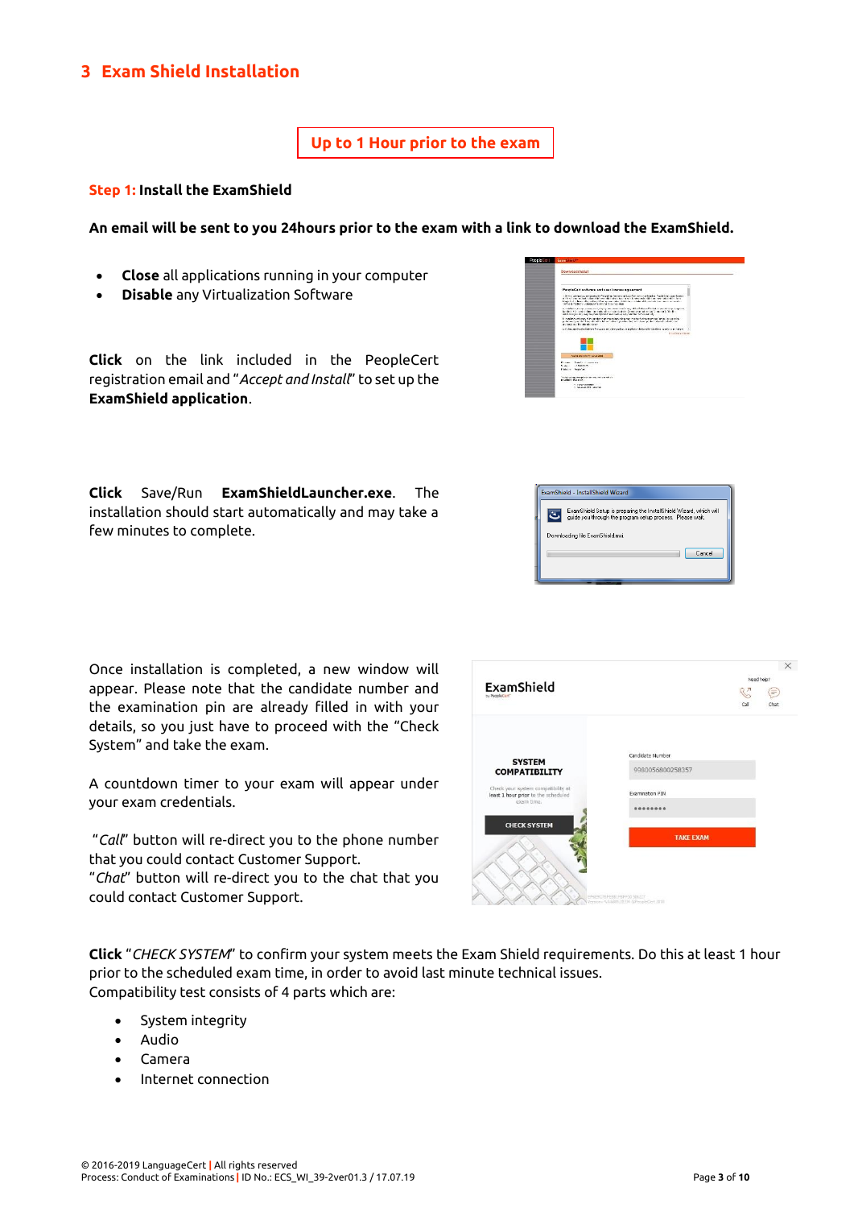# 3 Exam Shield Installation

**Up to 1 Hour prior to the exam**

**Step 1: Install the ExamShield**

**An email will be sent to you 24hours prior to the exam with a link to download the ExamShield.**

- **Close** all applications running in your computer
- **Disable** any Virtualization Software

**Click** on the link included in the PeopleCert registration email and "*Accept and Install*" to set up the **ExamShield application**.

**Click** Save/Run **ExamShieldLauncher.exe**. The installation should start automatically and may take a few minutes to complete.

Once installation is completed, a new window will appear. Please note that the candidate number and the examination pin are already filled in with your details, so you just have to proceed with the "Check System" and take the exam.

A countdown timer to your exam will appear under your exam credentials.

"*Call*" button will re-direct you to the phone number that you could contact Customer Support.
"*Chat*" button will re-direct you to the chat that you could contact Customer Support.

**Click** "*CHECK SYSTEM*" to confirm your system meets the Exam Shield requirements. Do this at least 1 hour prior to the scheduled exam time, in order to avoid last minute technical issues.
Compatibility test consists of 4 parts which are:

- System integrity
- Audio
- Camera
- Internet connection

© 2016-2019 LanguageCert | All rights reserved
Process: Conduct of Examinations | ID No.: ECS_WI_39-2ver01.3 / 17.07.19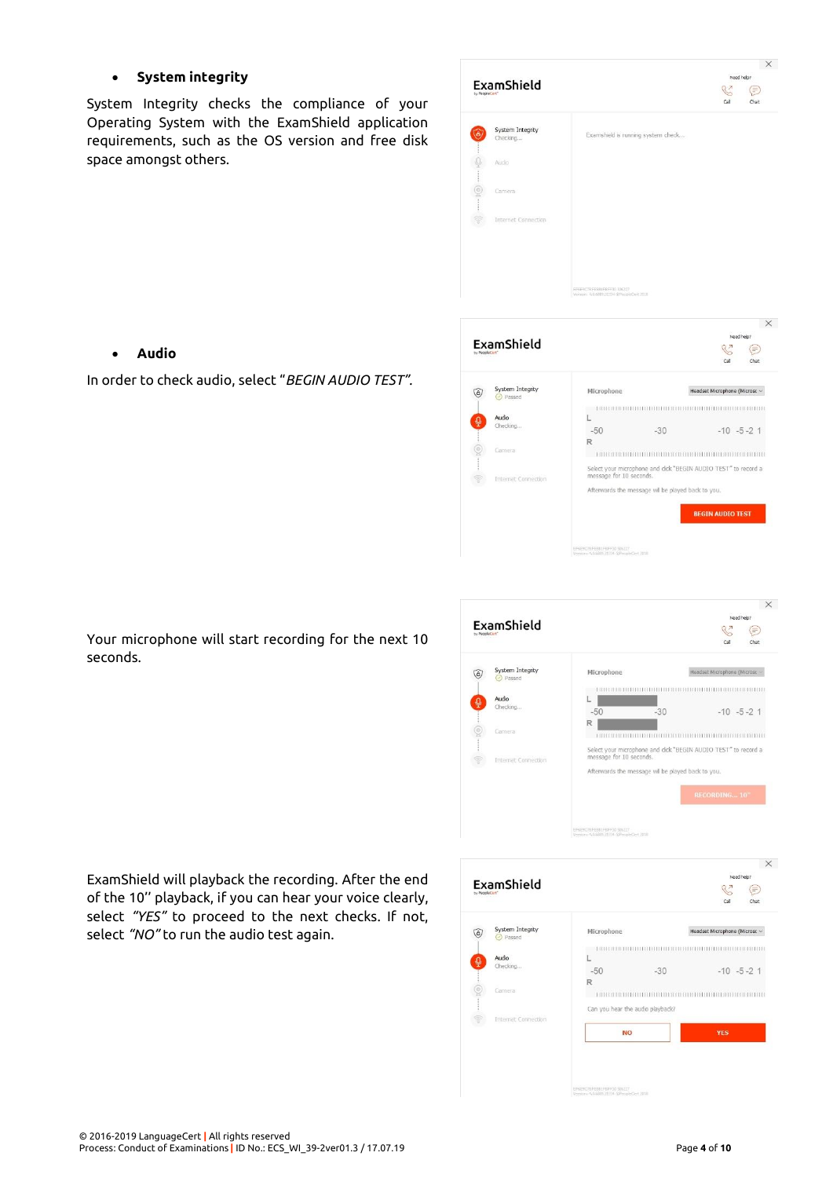- **System integrity**

System Integrity checks the compliance of your Operating System with the ExamShield application requirements, such as the OS version and free disk space amongst others.

- **Audio**

In order to check audio, select "*BEGIN AUDIO TEST*".

Your microphone will start recording for the next 10 seconds.

ExamShield will playback the recording. After the end of the 10'' playback, if you can hear your voice clearly, select *"YES"* to proceed to the next checks. If not, select *"NO"* to run the audio test again.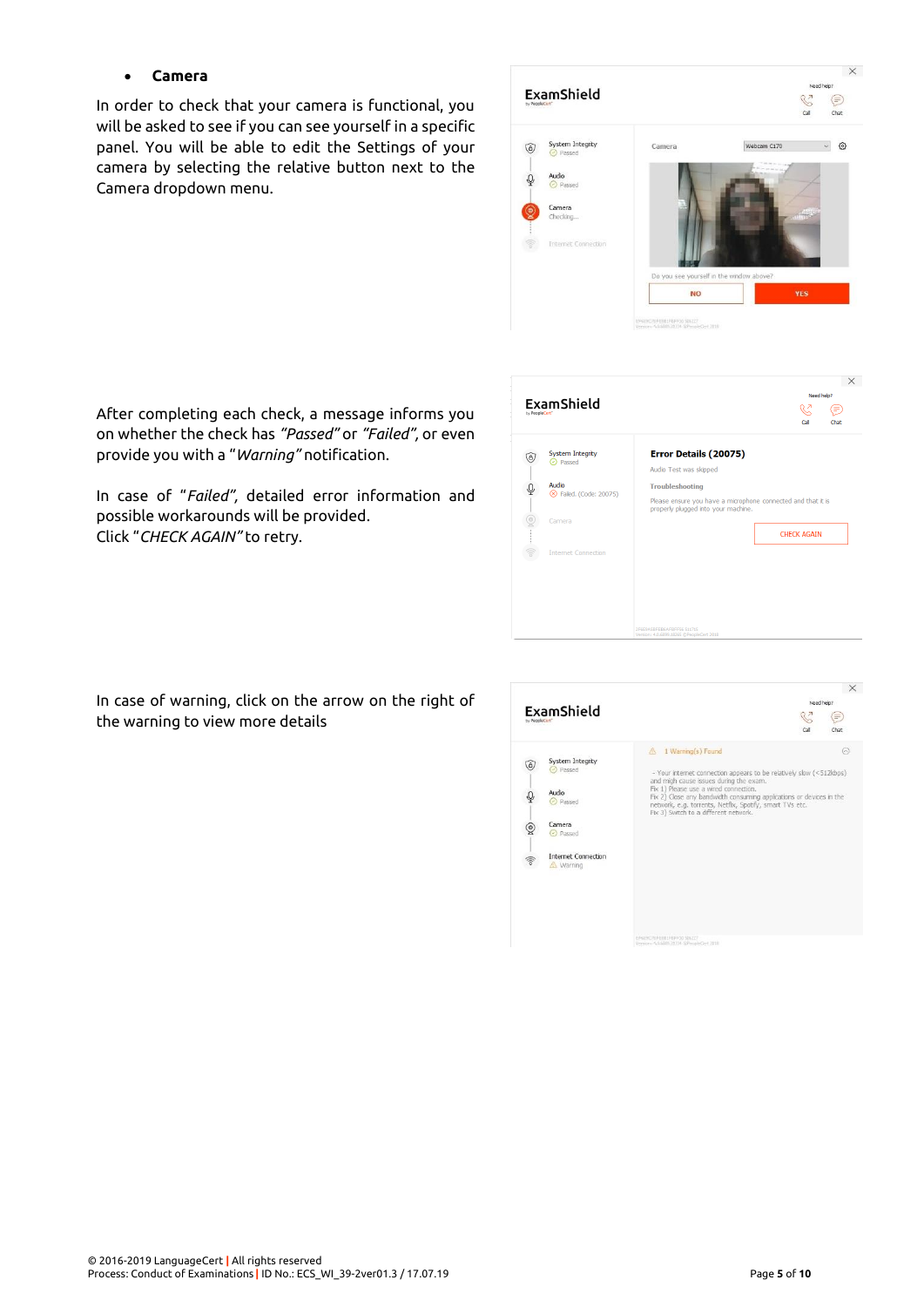- **Camera**

In order to check that your camera is functional, you will be asked to see if you can see yourself in a specific panel. You will be able to edit the Settings of your camera by selecting the relative button next to the Camera dropdown menu.

After completing each check, a message informs you on whether the check has *"Passed"* or *"Failed"*, or even provide you with a "*Warning*" notification.

In case of "*Failed"*, detailed error information and possible workarounds will be provided.
Click "*CHECK AGAIN*" to retry.

In case of warning, click on the arrow on the right of the warning to view more details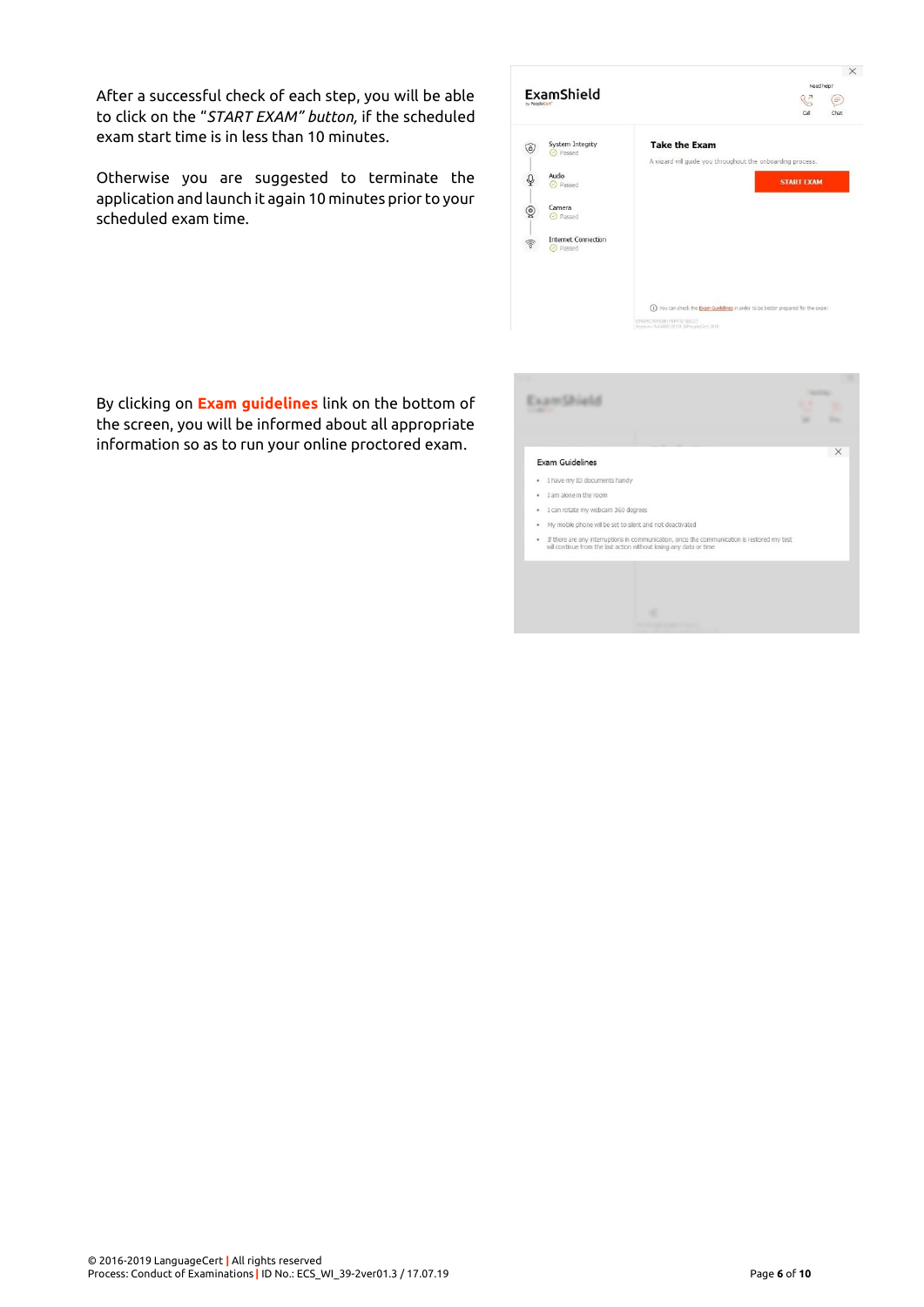After a successful check of each step, you will be able to click on the "*START EXAM*" *button*, if the scheduled exam start time is in less than 10 minutes.

Otherwise you are suggested to terminate the application and launch it again 10 minutes prior to your scheduled exam time.

By clicking on **Exam guidelines** link on the bottom of the screen, you will be informed about all appropriate information so as to run your online proctored exam.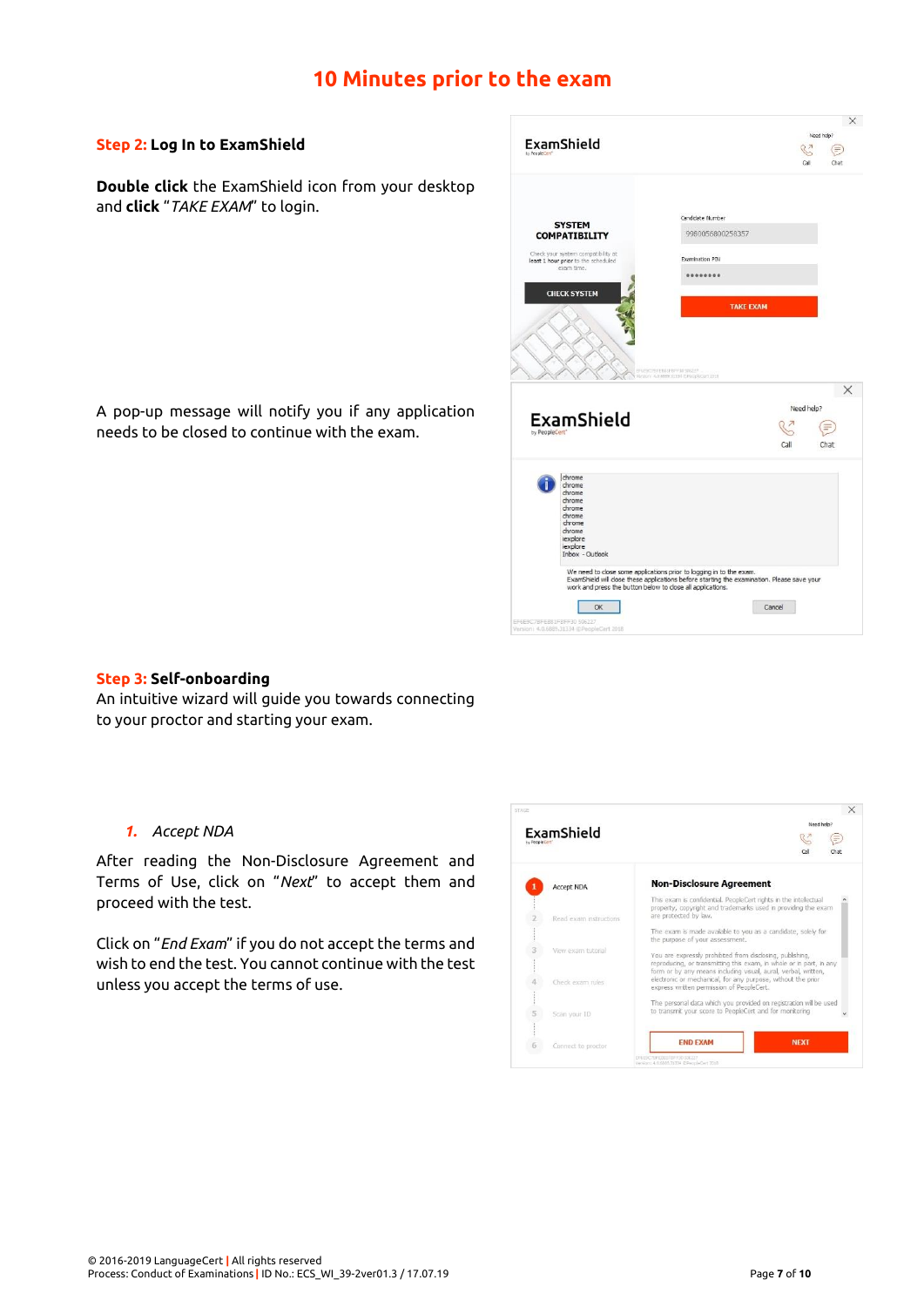# 10 Minutes prior to the exam

### Step 2: Log In to ExamShield

**Double click** the ExamShield icon from your desktop and **click** "*TAKE EXAM*" to login.

A pop-up message will notify you if any application needs to be closed to continue with the exam.

### Step 3: Self-onboarding

An intuitive wizard will guide you towards connecting to your proctor and starting your exam.

1. *Accept NDA*

After reading the Non-Disclosure Agreement and Terms of Use, click on "*Next*" to accept them and proceed with the test.

Click on "*End Exam*" if you do not accept the terms and wish to end the test. You cannot continue with the test unless you accept the terms of use.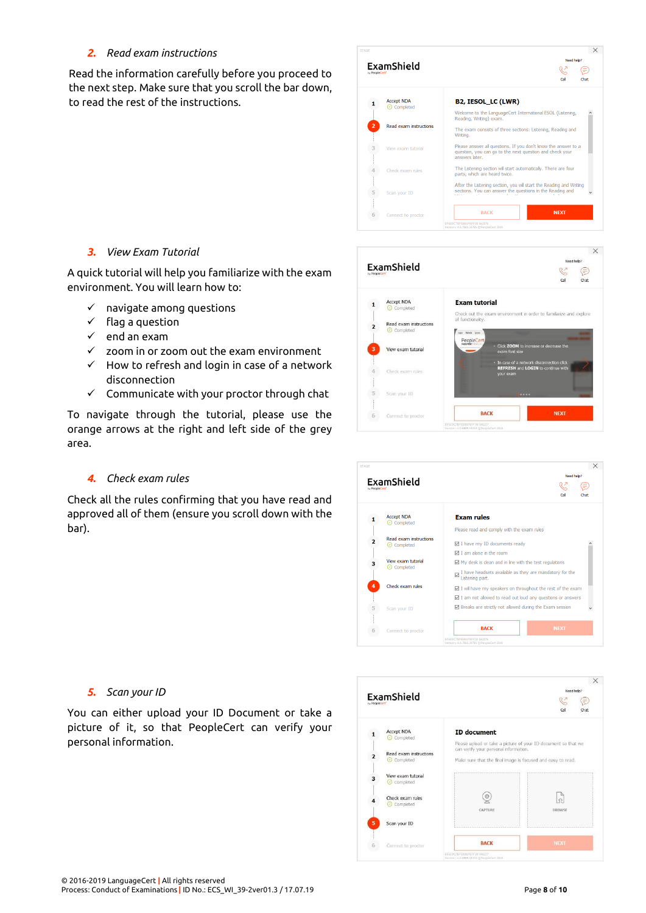## 2. *Read exam instructions*

Read the information carefully before you proceed to the next step. Make sure that you scroll the bar down, to read the rest of the instructions.

## 3. *View Exam Tutorial*

A quick tutorial will help you familiarize with the exam environment. You will learn how to:

- ✓ navigate among questions
- ✓ flag a question
- ✓ end an exam
- ✓ zoom in or zoom out the exam environment
- ✓ How to refresh and login in case of a network disconnection
- ✓ Communicate with your proctor through chat

To navigate through the tutorial, please use the orange arrows at the right and left side of the grey area.

## 4. *Check exam rules*

Check all the rules confirming that you have read and approved all of them (ensure you scroll down with the bar).

## 5. *Scan your ID*

You can either upload your ID Document or take a picture of it, so that PeopleCert can verify your personal information.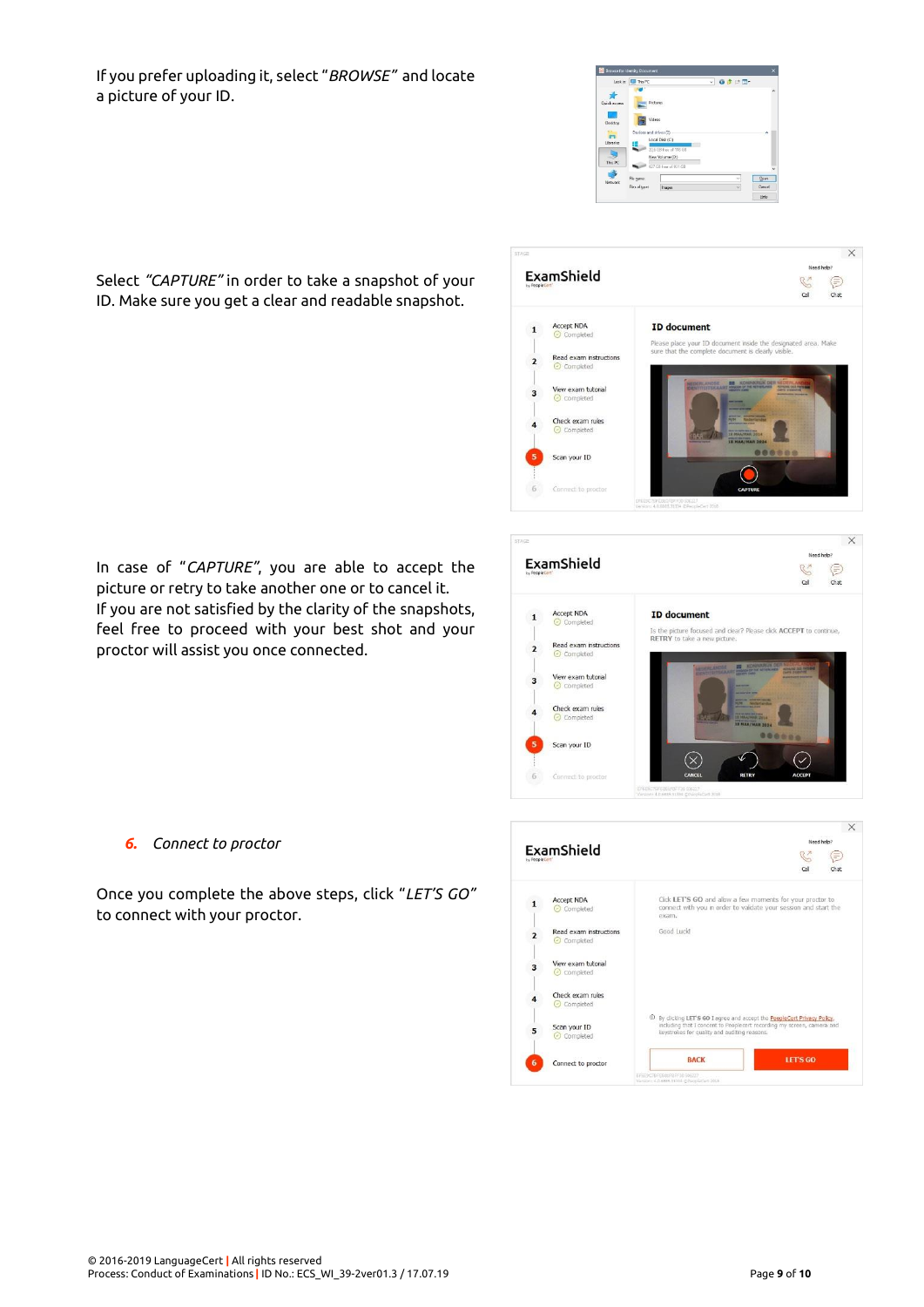If you prefer uploading it, select "*BROWSE*" and locate a picture of your ID.

Select *"CAPTURE"* in order to take a snapshot of your ID. Make sure you get a clear and readable snapshot.

In case of "*CAPTURE*", you are able to accept the picture or retry to take another one or to cancel it.
If you are not satisfied by the clarity of the snapshots, feel free to proceed with your best shot and your proctor will assist you once connected.

### *6. Connect to proctor*

Once you complete the above steps, click "*LET'S GO*" to connect with your proctor.

© 2016-2019 LanguageCert | All rights reserved
Process: Conduct of Examinations | ID No.: ECS_WI_39-2ver01.3 / 17.07.19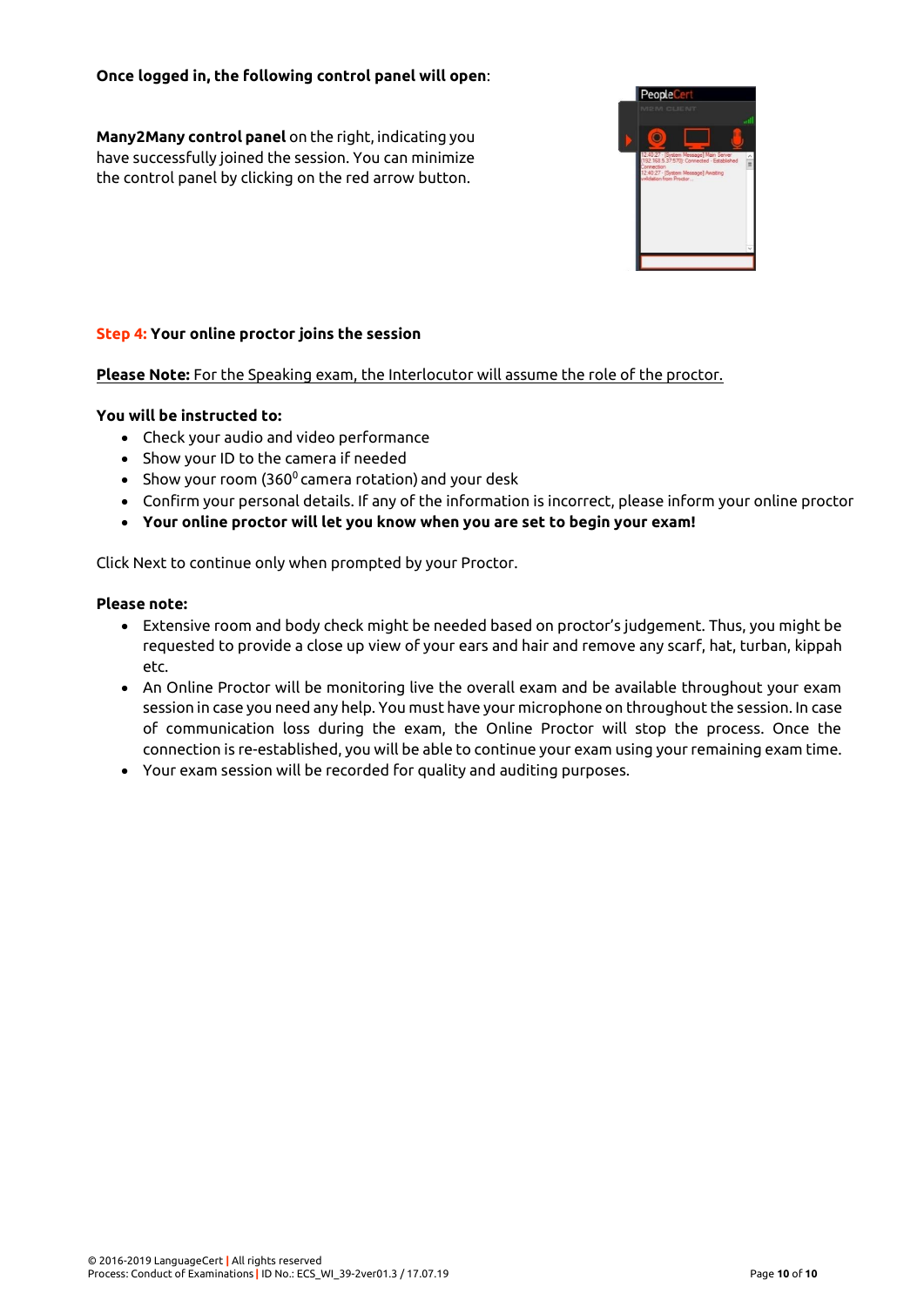**Once logged in, the following control panel will open**:

**Many2Many control panel** on the right, indicating you have successfully joined the session. You can minimize the control panel by clicking on the red arrow button.

**Step 4: Your online proctor joins the session**

**Please Note:** For the Speaking exam, the Interlocutor will assume the role of the proctor.

**You will be instructed to:**

- Check your audio and video performance
- Show your ID to the camera if needed
- Show your room (360° camera rotation) and your desk
- Confirm your personal details. If any of the information is incorrect, please inform your online proctor
- **Your online proctor will let you know when you are set to begin your exam!**

Click Next to continue only when prompted by your Proctor.

**Please note:**

- Extensive room and body check might be needed based on proctor's judgement. Thus, you might be requested to provide a close up view of your ears and hair and remove any scarf, hat, turban, kippah etc.
- An Online Proctor will be monitoring live the overall exam and be available throughout your exam session in case you need any help. You must have your microphone on throughout the session. In case of communication loss during the exam, the Online Proctor will stop the process. Once the connection is re-established, you will be able to continue your exam using your remaining exam time.
- Your exam session will be recorded for quality and auditing purposes.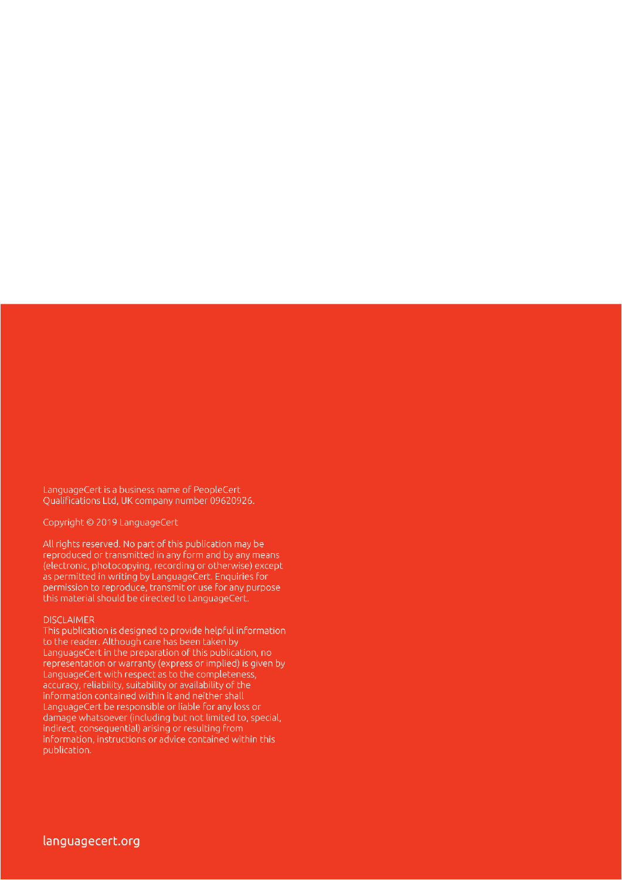LanguageCert is a business name of PeopleCert Qualifications Ltd, UK company number 09620926.

Copyright © 2019 LanguageCert

All rights reserved. No part of this publication may be reproduced or transmitted in any form and by any means (electronic, photocopying, recording or otherwise) except as permitted in writing by LanguageCert. Enquiries for permission to reproduce, transmit or use for any purpose this material should be directed to LanguageCert.

DISCLAIMER
This publication is designed to provide helpful information to the reader. Although care has been taken by LanguageCert in the preparation of this publication, no representation or warranty (express or implied) is given by LanguageCert with respect as to the completeness, accuracy, reliability, suitability or availability of the information contained within it and neither shall LanguageCert be responsible or liable for any loss or damage whatsoever (including but not limited to, special, indirect, consequential) arising or resulting from information, instructions or advice contained within this publication.

languagecert.org